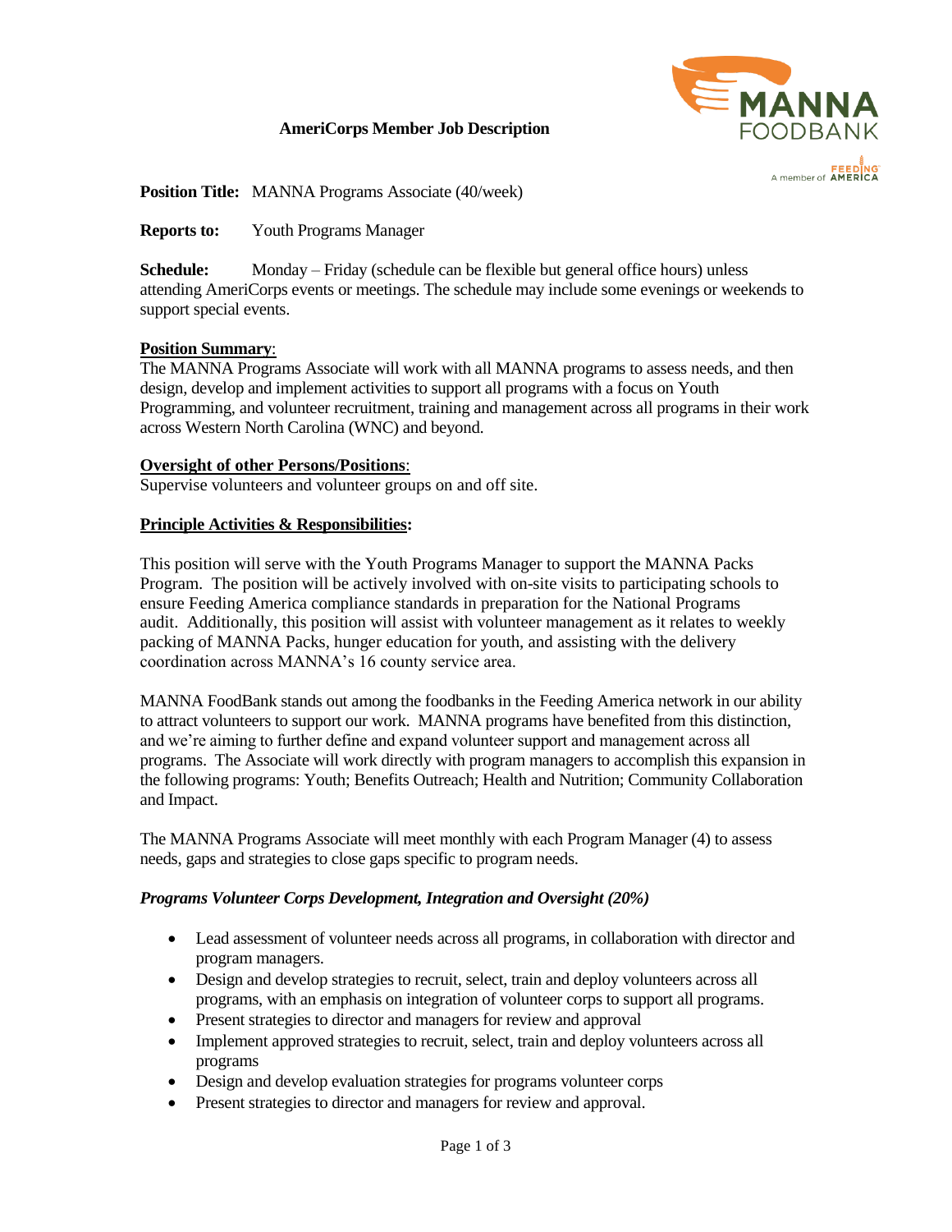**AmeriCorps Member Job Description**

MANNA FOODBANK

A member of FEEDING AMERICA

**Position Title:** MANNA Programs Associate (40/week)

**Reports to:** Youth Programs Manager

**Schedule:** Monday – Friday (schedule can be flexible but general office hours) unless attending AmeriCorps events or meetings. The schedule may include some evenings or weekends to support special events.

**Position Summary**:

The MANNA Programs Associate will work with all MANNA programs to assess needs, and then design, develop and implement activities to support all programs with a focus on Youth Programming, and volunteer recruitment, training and management across all programs in their work across Western North Carolina (WNC) and beyond.

**Oversight of other Persons/Positions**:

Supervise volunteers and volunteer groups on and off site.

**Principle Activities & Responsibilities:**

This position will serve with the Youth Programs Manager to support the MANNA Packs Program. The position will be actively involved with on-site visits to participating schools to ensure Feeding America compliance standards in preparation for the National Programs audit. Additionally, this position will assist with volunteer management as it relates to weekly packing of MANNA Packs, hunger education for youth, and assisting with the delivery coordination across MANNA's 16 county service area.

MANNA FoodBank stands out among the foodbanks in the Feeding America network in our ability to attract volunteers to support our work. MANNA programs have benefited from this distinction, and we're aiming to further define and expand volunteer support and management across all programs. The Associate will work directly with program managers to accomplish this expansion in the following programs: Youth; Benefits Outreach; Health and Nutrition; Community Collaboration and Impact.

The MANNA Programs Associate will meet monthly with each Program Manager (4) to assess needs, gaps and strategies to close gaps specific to program needs.

***Programs Volunteer Corps Development, Integration and Oversight (20%)***

- Lead assessment of volunteer needs across all programs, in collaboration with director and program managers.
- Design and develop strategies to recruit, select, train and deploy volunteers across all programs, with an emphasis on integration of volunteer corps to support all programs.
- Present strategies to director and managers for review and approval
- Implement approved strategies to recruit, select, train and deploy volunteers across all programs
- Design and develop evaluation strategies for programs volunteer corps
- Present strategies to director and managers for review and approval.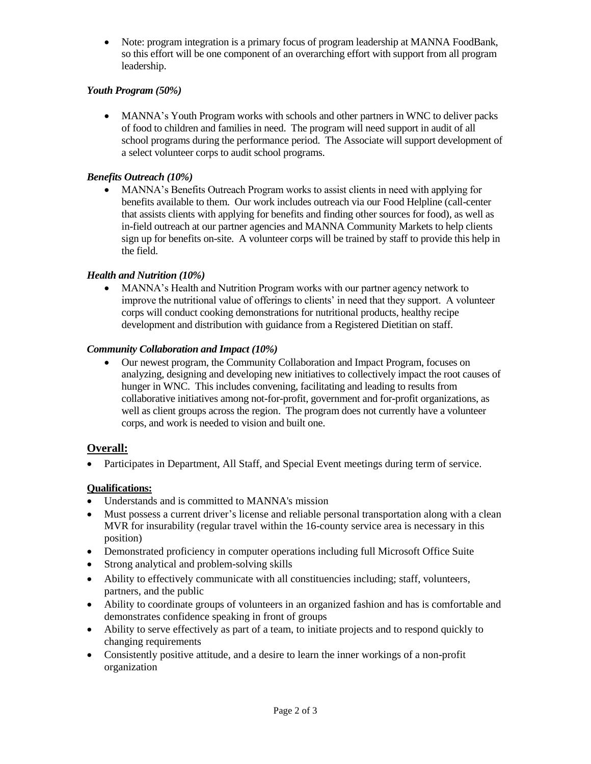- Note: program integration is a primary focus of program leadership at MANNA FoodBank, so this effort will be one component of an overarching effort with support from all program leadership.

***Youth Program (50%)***

- MANNA's Youth Program works with schools and other partners in WNC to deliver packs of food to children and families in need. The program will need support in audit of all school programs during the performance period. The Associate will support development of a select volunteer corps to audit school programs.

***Benefits Outreach (10%)***

- MANNA's Benefits Outreach Program works to assist clients in need with applying for benefits available to them. Our work includes outreach via our Food Helpline (call-center that assists clients with applying for benefits and finding other sources for food), as well as in-field outreach at our partner agencies and MANNA Community Markets to help clients sign up for benefits on-site. A volunteer corps will be trained by staff to provide this help in the field.

***Health and Nutrition (10%)***

- MANNA's Health and Nutrition Program works with our partner agency network to improve the nutritional value of offerings to clients' in need that they support. A volunteer corps will conduct cooking demonstrations for nutritional products, healthy recipe development and distribution with guidance from a Registered Dietitian on staff.

***Community Collaboration and Impact (10%)***

- Our newest program, the Community Collaboration and Impact Program, focuses on analyzing, designing and developing new initiatives to collectively impact the root causes of hunger in WNC. This includes convening, facilitating and leading to results from collaborative initiatives among not-for-profit, government and for-profit organizations, as well as client groups across the region. The program does not currently have a volunteer corps, and work is needed to vision and built one.

## **Overall:**

- Participates in Department, All Staff, and Special Event meetings during term of service.

**Qualifications:**

- Understands and is committed to MANNA's mission
- Must possess a current driver's license and reliable personal transportation along with a clean MVR for insurability (regular travel within the 16-county service area is necessary in this position)
- Demonstrated proficiency in computer operations including full Microsoft Office Suite
- Strong analytical and problem-solving skills
- Ability to effectively communicate with all constituencies including; staff, volunteers, partners, and the public
- Ability to coordinate groups of volunteers in an organized fashion and has is comfortable and demonstrates confidence speaking in front of groups
- Ability to serve effectively as part of a team, to initiate projects and to respond quickly to changing requirements
- Consistently positive attitude, and a desire to learn the inner workings of a non-profit organization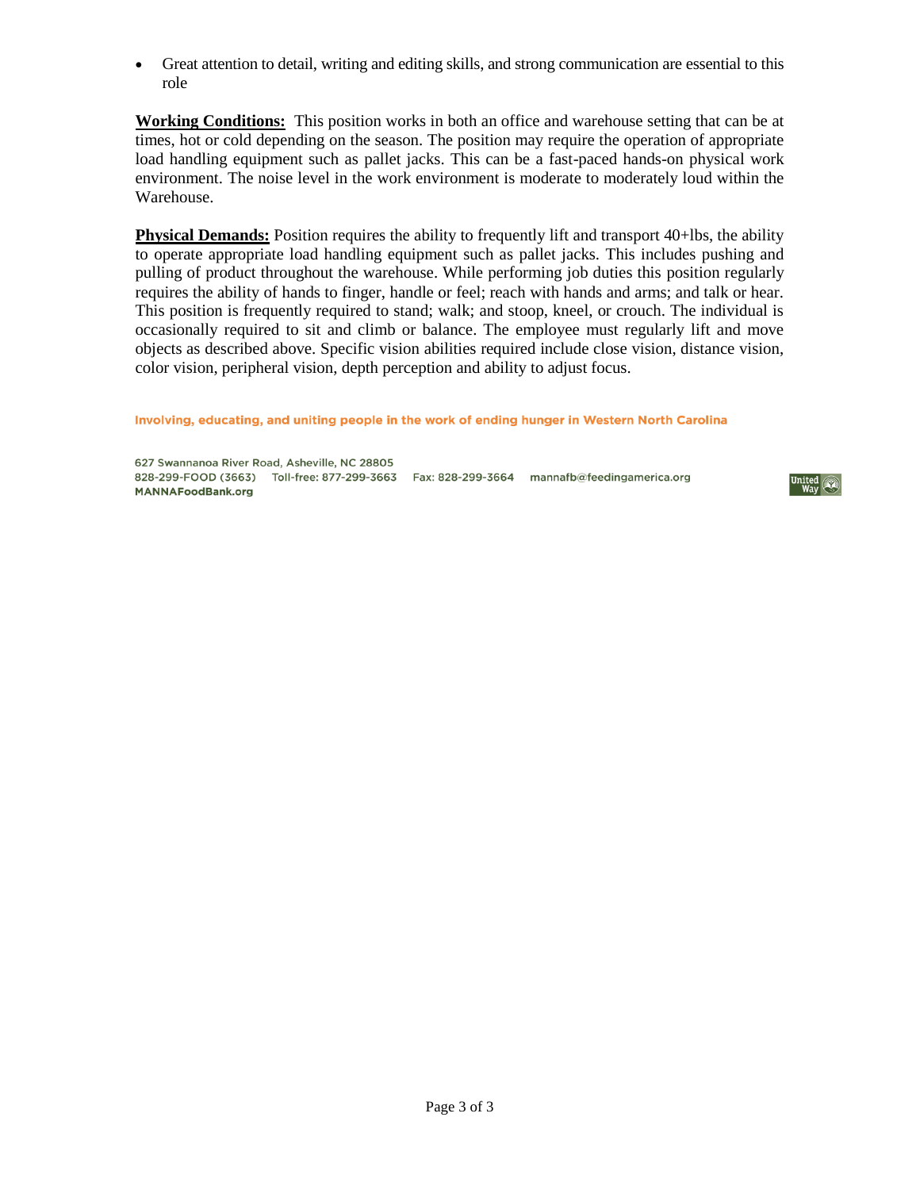- Great attention to detail, writing and editing skills, and strong communication are essential to this role

**Working Conditions:** This position works in both an office and warehouse setting that can be at times, hot or cold depending on the season. The position may require the operation of appropriate load handling equipment such as pallet jacks. This can be a fast-paced hands-on physical work environment. The noise level in the work environment is moderate to moderately loud within the Warehouse.

**Physical Demands:** Position requires the ability to frequently lift and transport 40+lbs, the ability to operate appropriate load handling equipment such as pallet jacks. This includes pushing and pulling of product throughout the warehouse. While performing job duties this position regularly requires the ability of hands to finger, handle or feel; reach with hands and arms; and talk or hear. This position is frequently required to stand; walk; and stoop, kneel, or crouch. The individual is occasionally required to sit and climb or balance. The employee must regularly lift and move objects as described above. Specific vision abilities required include close vision, distance vision, color vision, peripheral vision, depth perception and ability to adjust focus.

Involving, educating, and uniting people in the work of ending hunger in Western North Carolina

627 Swannanoa River Road, Asheville, NC 28805
828-299-FOOD (3663) Toll-free: 877-299-3663 Fax: 828-299-3664 mannafb@feedingamerica.org
MANNAFoodBank.org